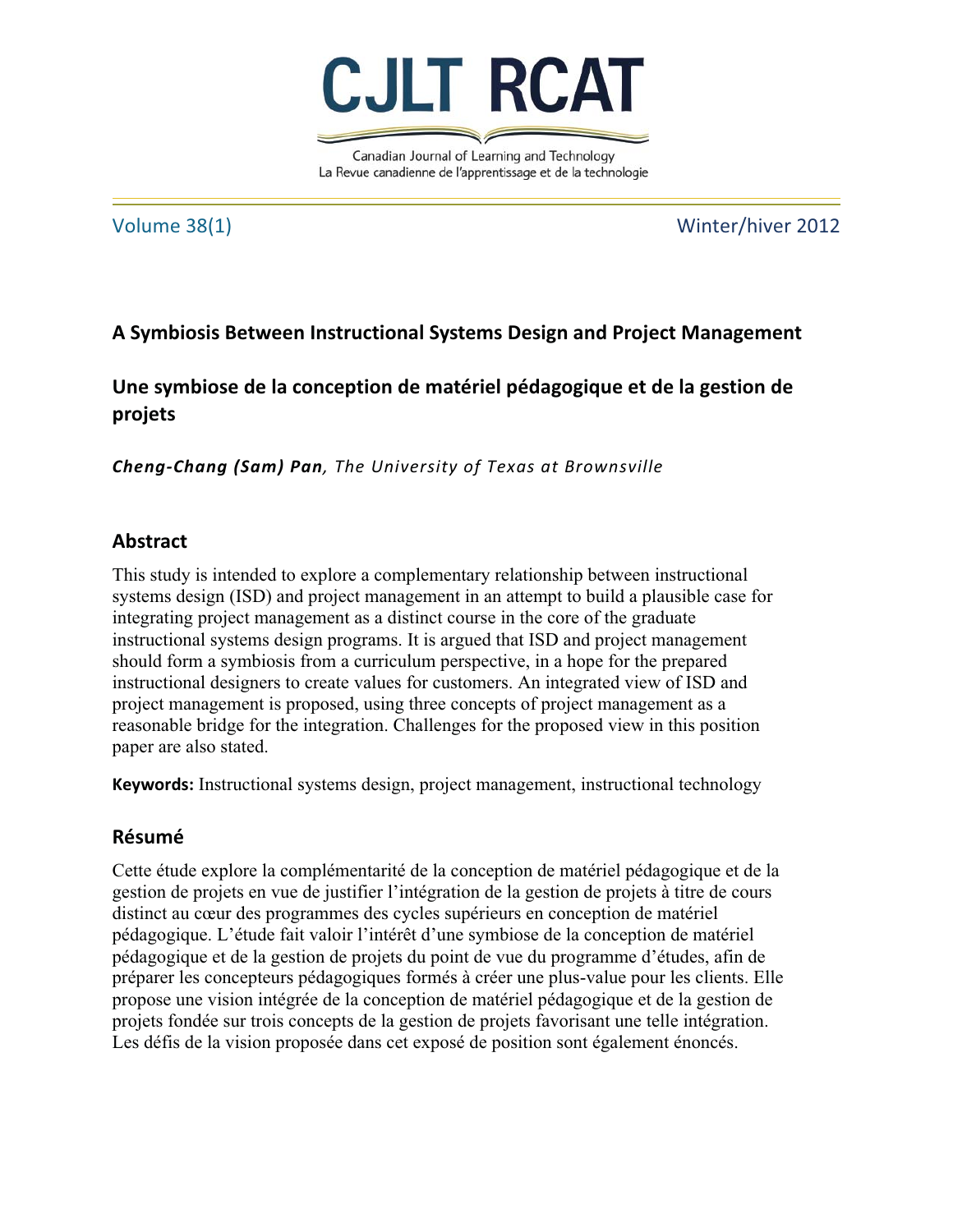# A Symbiosis Between Instructional Systems Design and Project Management

# Une symbiose de la conception de matériel pédagogique et de la gestion de projets

***Cheng-Chang (Sam) Pan**, The University of Texas at Brownsville*

## Abstract

This study is intended to explore a complementary relationship between instructional systems design (ISD) and project management in an attempt to build a plausible case for integrating project management as a distinct course in the core of the graduate instructional systems design programs. It is argued that ISD and project management should form a symbiosis from a curriculum perspective, in a hope for the prepared instructional designers to create values for customers. An integrated view of ISD and project management is proposed, using three concepts of project management as a reasonable bridge for the integration. Challenges for the proposed view in this position paper are also stated.

**Keywords:** Instructional systems design, project management, instructional technology

## Résumé

Cette étude explore la complémentarité de la conception de matériel pédagogique et de la gestion de projets en vue de justifier l'intégration de la gestion de projets à titre de cours distinct au cœur des programmes des cycles supérieurs en conception de matériel pédagogique. L'étude fait valoir l'intérêt d'une symbiose de la conception de matériel pédagogique et de la gestion de projets du point de vue du programme d'études, afin de préparer les concepteurs pédagogiques formés à créer une plus-value pour les clients. Elle propose une vision intégrée de la conception de matériel pédagogique et de la gestion de projets fondée sur trois concepts de la gestion de projets favorisant une telle intégration. Les défis de la vision proposée dans cet exposé de position sont également énoncés.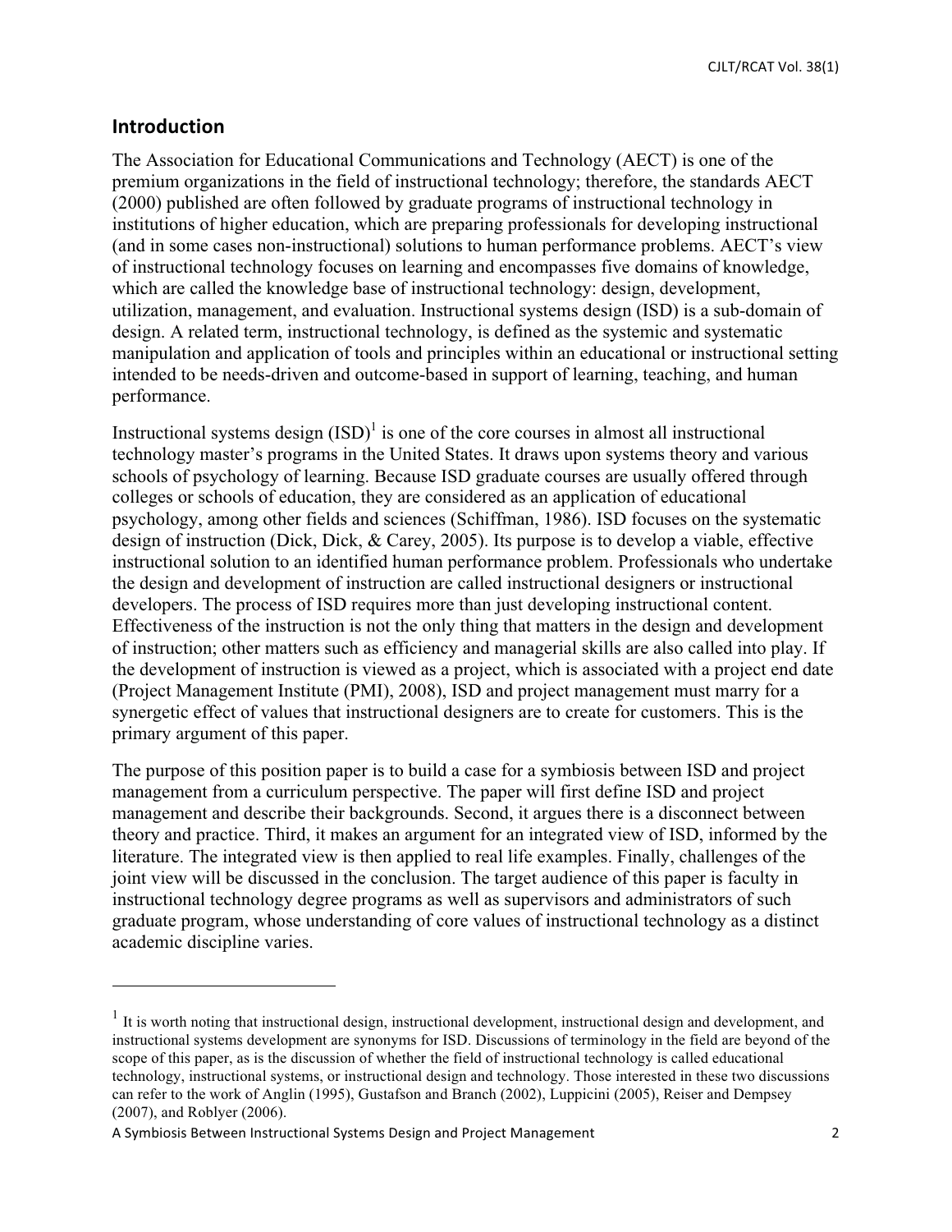## Introduction

The Association for Educational Communications and Technology (AECT) is one of the premium organizations in the field of instructional technology; therefore, the standards AECT (2000) published are often followed by graduate programs of instructional technology in institutions of higher education, which are preparing professionals for developing instructional (and in some cases non-instructional) solutions to human performance problems. AECT's view of instructional technology focuses on learning and encompasses five domains of knowledge, which are called the knowledge base of instructional technology: design, development, utilization, management, and evaluation. Instructional systems design (ISD) is a sub-domain of design. A related term, instructional technology, is defined as the systemic and systematic manipulation and application of tools and principles within an educational or instructional setting intended to be needs-driven and outcome-based in support of learning, teaching, and human performance.

Instructional systems design (ISD)[1] is one of the core courses in almost all instructional technology master's programs in the United States. It draws upon systems theory and various schools of psychology of learning. Because ISD graduate courses are usually offered through colleges or schools of education, they are considered as an application of educational psychology, among other fields and sciences (Schiffman, 1986). ISD focuses on the systematic design of instruction (Dick, Dick, & Carey, 2005). Its purpose is to develop a viable, effective instructional solution to an identified human performance problem. Professionals who undertake the design and development of instruction are called instructional designers or instructional developers. The process of ISD requires more than just developing instructional content. Effectiveness of the instruction is not the only thing that matters in the design and development of instruction; other matters such as efficiency and managerial skills are also called into play. If the development of instruction is viewed as a project, which is associated with a project end date (Project Management Institute (PMI), 2008), ISD and project management must marry for a synergetic effect of values that instructional designers are to create for customers. This is the primary argument of this paper.

The purpose of this position paper is to build a case for a symbiosis between ISD and project management from a curriculum perspective. The paper will first define ISD and project management and describe their backgrounds. Second, it argues there is a disconnect between theory and practice. Third, it makes an argument for an integrated view of ISD, informed by the literature. The integrated view is then applied to real life examples. Finally, challenges of the joint view will be discussed in the conclusion. The target audience of this paper is faculty in instructional technology degree programs as well as supervisors and administrators of such graduate program, whose understanding of core values of instructional technology as a distinct academic discipline varies.

---

[1] It is worth noting that instructional design, instructional development, instructional design and development, and instructional systems development are synonyms for ISD. Discussions of terminology in the field are beyond of the scope of this paper, as is the discussion of whether the field of instructional technology is called educational technology, instructional systems, or instructional design and technology. Those interested in these two discussions can refer to the work of Anglin (1995), Gustafson and Branch (2002), Luppicini (2005), Reiser and Dempsey (2007), and Roblyer (2006).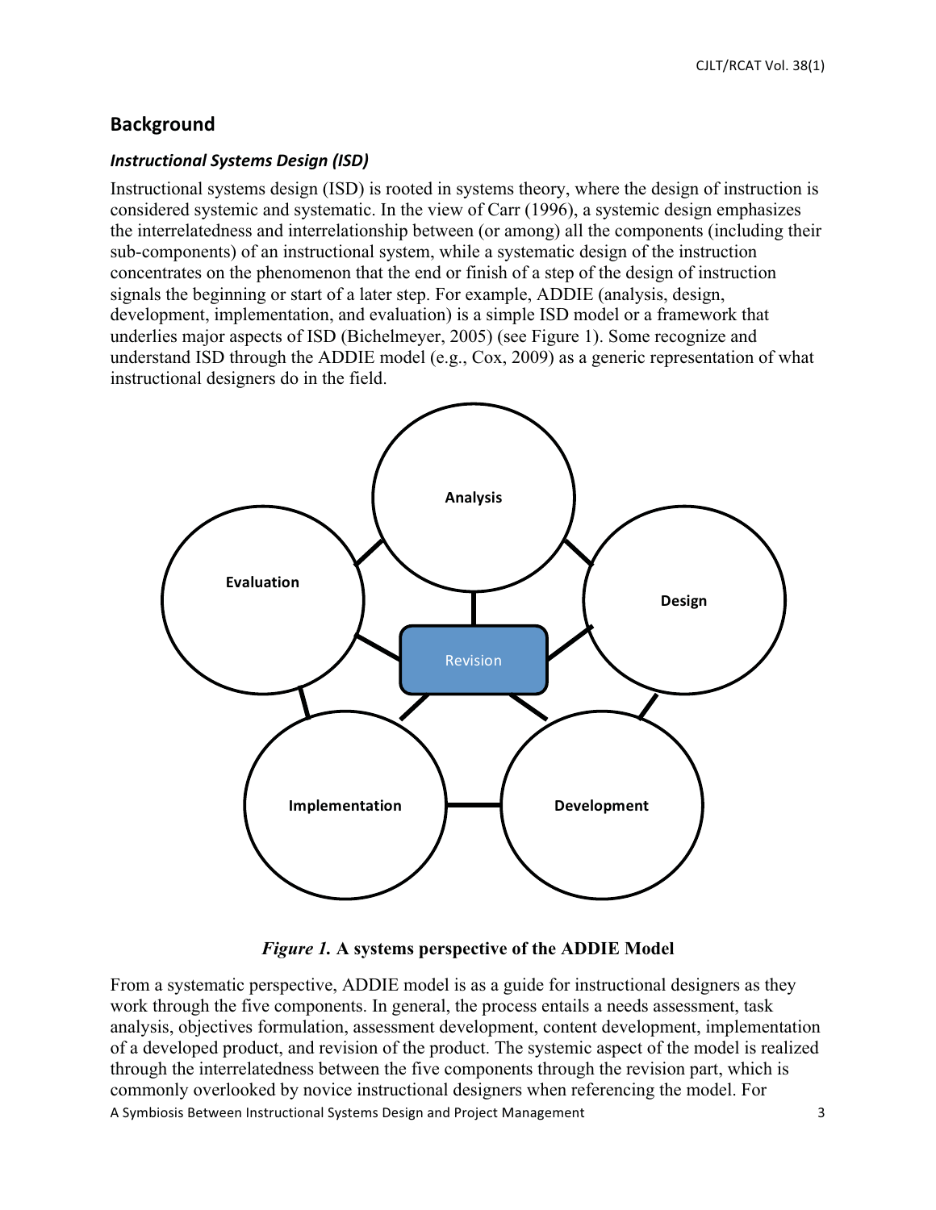## Background

### *Instructional Systems Design (ISD)*

Instructional systems design (ISD) is rooted in systems theory, where the design of instruction is considered systemic and systematic. In the view of Carr (1996), a systemic design emphasizes the interrelatedness and interrelationship between (or among) all the components (including their sub-components) of an instructional system, while a systematic design of the instruction concentrates on the phenomenon that the end or finish of a step of the design of instruction signals the beginning or start of a later step. For example, ADDIE (analysis, design, development, implementation, and evaluation) is a simple ISD model or a framework that underlies major aspects of ISD (Bichelmeyer, 2005) (see Figure 1). Some recognize and understand ISD through the ADDIE model (e.g., Cox, 2009) as a generic representation of what instructional designers do in the field.

*Figure 1.* **A systems perspective of the ADDIE Model**

From a systematic perspective, ADDIE model is as a guide for instructional designers as they work through the five components. In general, the process entails a needs assessment, task analysis, objectives formulation, assessment development, content development, implementation of a developed product, and revision of the product. The systemic aspect of the model is realized through the interrelatedness between the five components through the revision part, which is commonly overlooked by novice instructional designers when referencing the model. For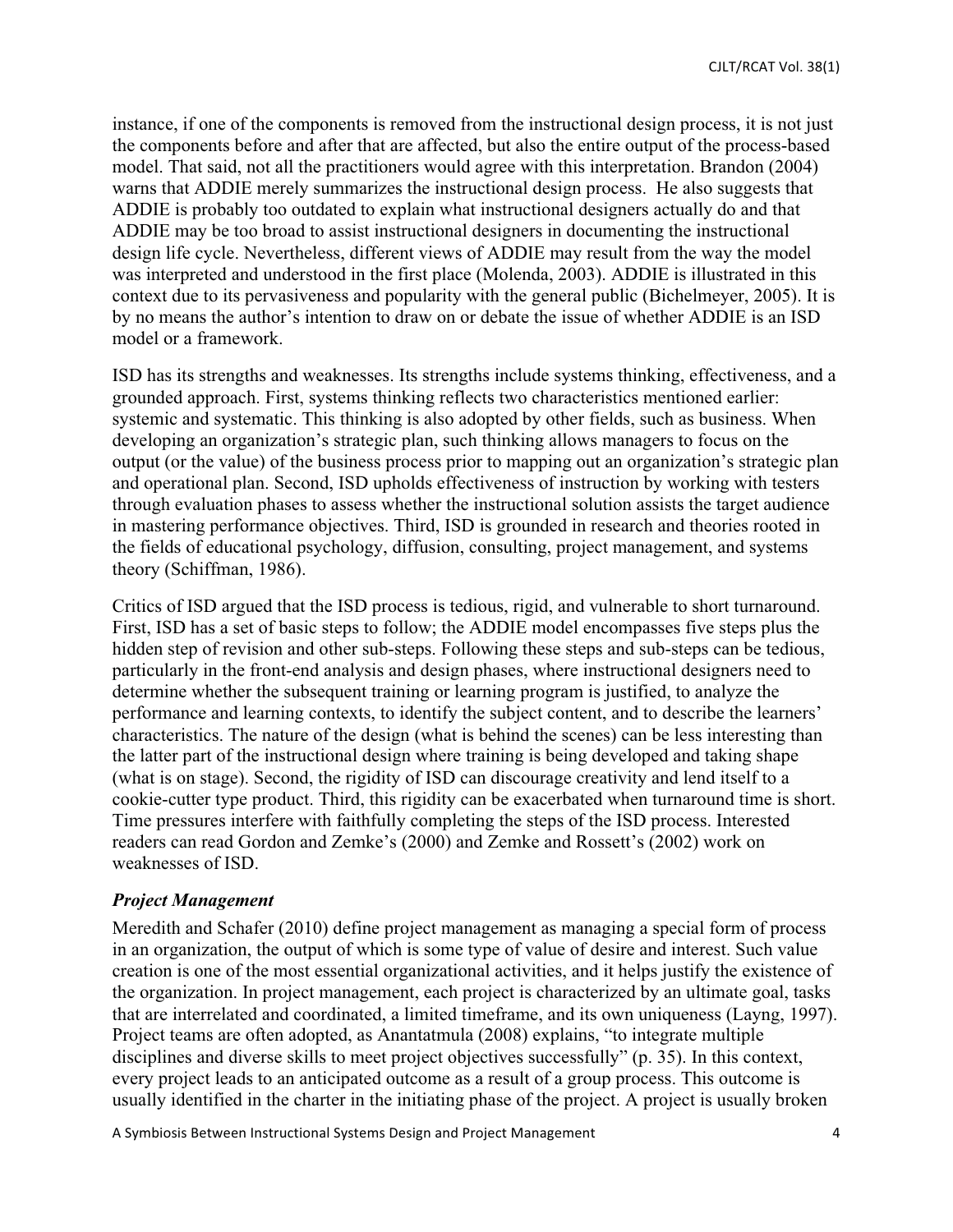instance, if one of the components is removed from the instructional design process, it is not just the components before and after that are affected, but also the entire output of the process-based model. That said, not all the practitioners would agree with this interpretation. Brandon (2004) warns that ADDIE merely summarizes the instructional design process. He also suggests that ADDIE is probably too outdated to explain what instructional designers actually do and that ADDIE may be too broad to assist instructional designers in documenting the instructional design life cycle. Nevertheless, different views of ADDIE may result from the way the model was interpreted and understood in the first place (Molenda, 2003). ADDIE is illustrated in this context due to its pervasiveness and popularity with the general public (Bichelmeyer, 2005). It is by no means the author's intention to draw on or debate the issue of whether ADDIE is an ISD model or a framework.

ISD has its strengths and weaknesses. Its strengths include systems thinking, effectiveness, and a grounded approach. First, systems thinking reflects two characteristics mentioned earlier: systemic and systematic. This thinking is also adopted by other fields, such as business. When developing an organization's strategic plan, such thinking allows managers to focus on the output (or the value) of the business process prior to mapping out an organization's strategic plan and operational plan. Second, ISD upholds effectiveness of instruction by working with testers through evaluation phases to assess whether the instructional solution assists the target audience in mastering performance objectives. Third, ISD is grounded in research and theories rooted in the fields of educational psychology, diffusion, consulting, project management, and systems theory (Schiffman, 1986).

Critics of ISD argued that the ISD process is tedious, rigid, and vulnerable to short turnaround. First, ISD has a set of basic steps to follow; the ADDIE model encompasses five steps plus the hidden step of revision and other sub-steps. Following these steps and sub-steps can be tedious, particularly in the front-end analysis and design phases, where instructional designers need to determine whether the subsequent training or learning program is justified, to analyze the performance and learning contexts, to identify the subject content, and to describe the learners' characteristics. The nature of the design (what is behind the scenes) can be less interesting than the latter part of the instructional design where training is being developed and taking shape (what is on stage). Second, the rigidity of ISD can discourage creativity and lend itself to a cookie-cutter type product. Third, this rigidity can be exacerbated when turnaround time is short. Time pressures interfere with faithfully completing the steps of the ISD process. Interested readers can read Gordon and Zemke's (2000) and Zemke and Rossett's (2002) work on weaknesses of ISD.

### *Project Management*

Meredith and Schafer (2010) define project management as managing a special form of process in an organization, the output of which is some type of value of desire and interest. Such value creation is one of the most essential organizational activities, and it helps justify the existence of the organization. In project management, each project is characterized by an ultimate goal, tasks that are interrelated and coordinated, a limited timeframe, and its own uniqueness (Layng, 1997). Project teams are often adopted, as Anantatmula (2008) explains, "to integrate multiple disciplines and diverse skills to meet project objectives successfully" (p. 35). In this context, every project leads to an anticipated outcome as a result of a group process. This outcome is usually identified in the charter in the initiating phase of the project. A project is usually broken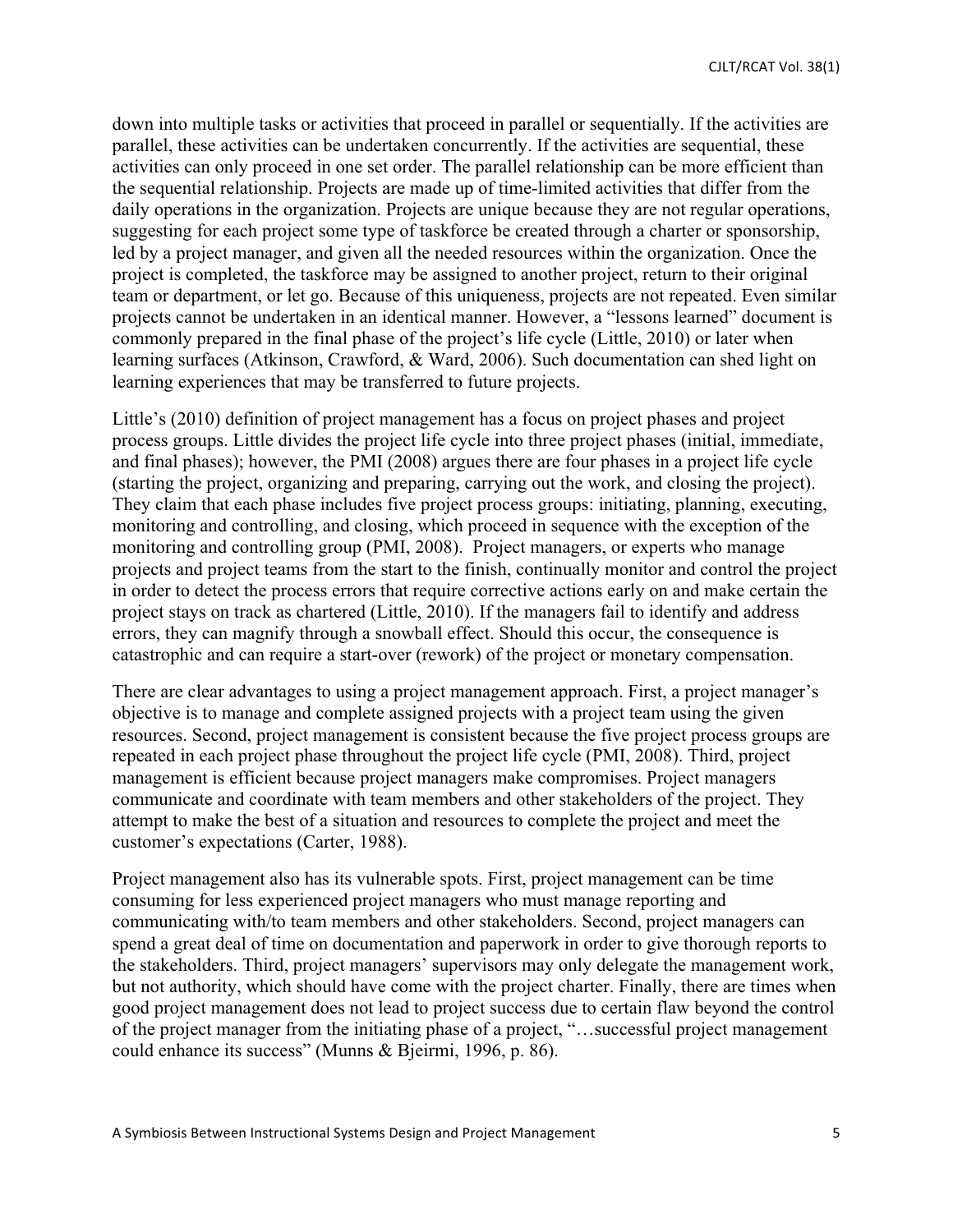down into multiple tasks or activities that proceed in parallel or sequentially. If the activities are parallel, these activities can be undertaken concurrently. If the activities are sequential, these activities can only proceed in one set order. The parallel relationship can be more efficient than the sequential relationship. Projects are made up of time-limited activities that differ from the daily operations in the organization. Projects are unique because they are not regular operations, suggesting for each project some type of taskforce be created through a charter or sponsorship, led by a project manager, and given all the needed resources within the organization. Once the project is completed, the taskforce may be assigned to another project, return to their original team or department, or let go. Because of this uniqueness, projects are not repeated. Even similar projects cannot be undertaken in an identical manner. However, a "lessons learned" document is commonly prepared in the final phase of the project's life cycle (Little, 2010) or later when learning surfaces (Atkinson, Crawford, & Ward, 2006). Such documentation can shed light on learning experiences that may be transferred to future projects.

Little's (2010) definition of project management has a focus on project phases and project process groups. Little divides the project life cycle into three project phases (initial, immediate, and final phases); however, the PMI (2008) argues there are four phases in a project life cycle (starting the project, organizing and preparing, carrying out the work, and closing the project). They claim that each phase includes five project process groups: initiating, planning, executing, monitoring and controlling, and closing, which proceed in sequence with the exception of the monitoring and controlling group (PMI, 2008). Project managers, or experts who manage projects and project teams from the start to the finish, continually monitor and control the project in order to detect the process errors that require corrective actions early on and make certain the project stays on track as chartered (Little, 2010). If the managers fail to identify and address errors, they can magnify through a snowball effect. Should this occur, the consequence is catastrophic and can require a start-over (rework) of the project or monetary compensation.

There are clear advantages to using a project management approach. First, a project manager's objective is to manage and complete assigned projects with a project team using the given resources. Second, project management is consistent because the five project process groups are repeated in each project phase throughout the project life cycle (PMI, 2008). Third, project management is efficient because project managers make compromises. Project managers communicate and coordinate with team members and other stakeholders of the project. They attempt to make the best of a situation and resources to complete the project and meet the customer's expectations (Carter, 1988).

Project management also has its vulnerable spots. First, project management can be time consuming for less experienced project managers who must manage reporting and communicating with/to team members and other stakeholders. Second, project managers can spend a great deal of time on documentation and paperwork in order to give thorough reports to the stakeholders. Third, project managers' supervisors may only delegate the management work, but not authority, which should have come with the project charter. Finally, there are times when good project management does not lead to project success due to certain flaw beyond the control of the project manager from the initiating phase of a project, "…successful project management could enhance its success" (Munns & Bjeirmi, 1996, p. 86).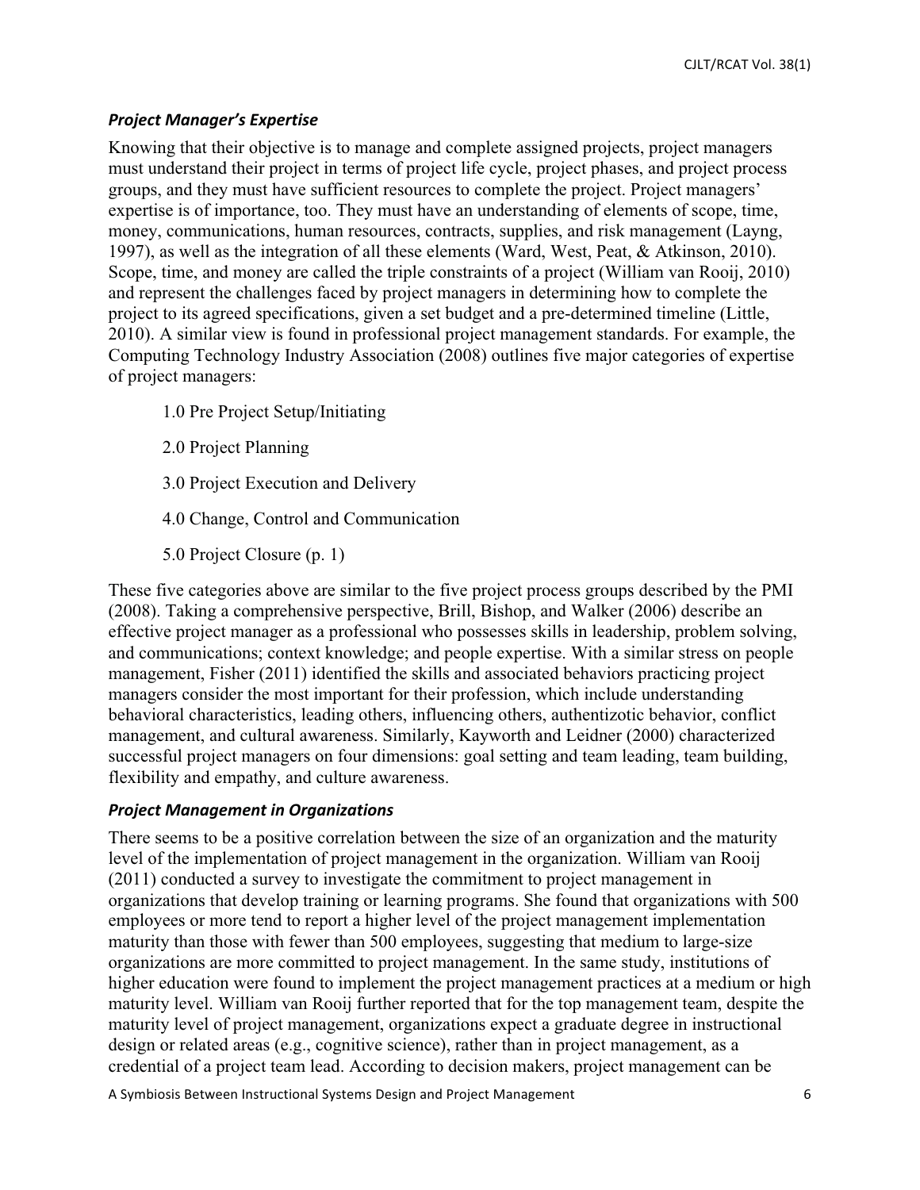### *Project Manager's Expertise*

Knowing that their objective is to manage and complete assigned projects, project managers must understand their project in terms of project life cycle, project phases, and project process groups, and they must have sufficient resources to complete the project. Project managers' expertise is of importance, too. They must have an understanding of elements of scope, time, money, communications, human resources, contracts, supplies, and risk management (Layng, 1997), as well as the integration of all these elements (Ward, West, Peat, & Atkinson, 2010). Scope, time, and money are called the triple constraints of a project (William van Rooij, 2010) and represent the challenges faced by project managers in determining how to complete the project to its agreed specifications, given a set budget and a pre-determined timeline (Little, 2010). A similar view is found in professional project management standards. For example, the Computing Technology Industry Association (2008) outlines five major categories of expertise of project managers:

> 1.0 Pre Project Setup/Initiating
>
> 2.0 Project Planning
>
> 3.0 Project Execution and Delivery
>
> 4.0 Change, Control and Communication
>
> 5.0 Project Closure (p. 1)

These five categories above are similar to the five project process groups described by the PMI (2008). Taking a comprehensive perspective, Brill, Bishop, and Walker (2006) describe an effective project manager as a professional who possesses skills in leadership, problem solving, and communications; context knowledge; and people expertise. With a similar stress on people management, Fisher (2011) identified the skills and associated behaviors practicing project managers consider the most important for their profession, which include understanding behavioral characteristics, leading others, influencing others, authentizotic behavior, conflict management, and cultural awareness. Similarly, Kayworth and Leidner (2000) characterized successful project managers on four dimensions: goal setting and team leading, team building, flexibility and empathy, and culture awareness.

### *Project Management in Organizations*

There seems to be a positive correlation between the size of an organization and the maturity level of the implementation of project management in the organization. William van Rooij (2011) conducted a survey to investigate the commitment to project management in organizations that develop training or learning programs. She found that organizations with 500 employees or more tend to report a higher level of the project management implementation maturity than those with fewer than 500 employees, suggesting that medium to large-size organizations are more committed to project management. In the same study, institutions of higher education were found to implement the project management practices at a medium or high maturity level. William van Rooij further reported that for the top management team, despite the maturity level of project management, organizations expect a graduate degree in instructional design or related areas (e.g., cognitive science), rather than in project management, as a credential of a project team lead. According to decision makers, project management can be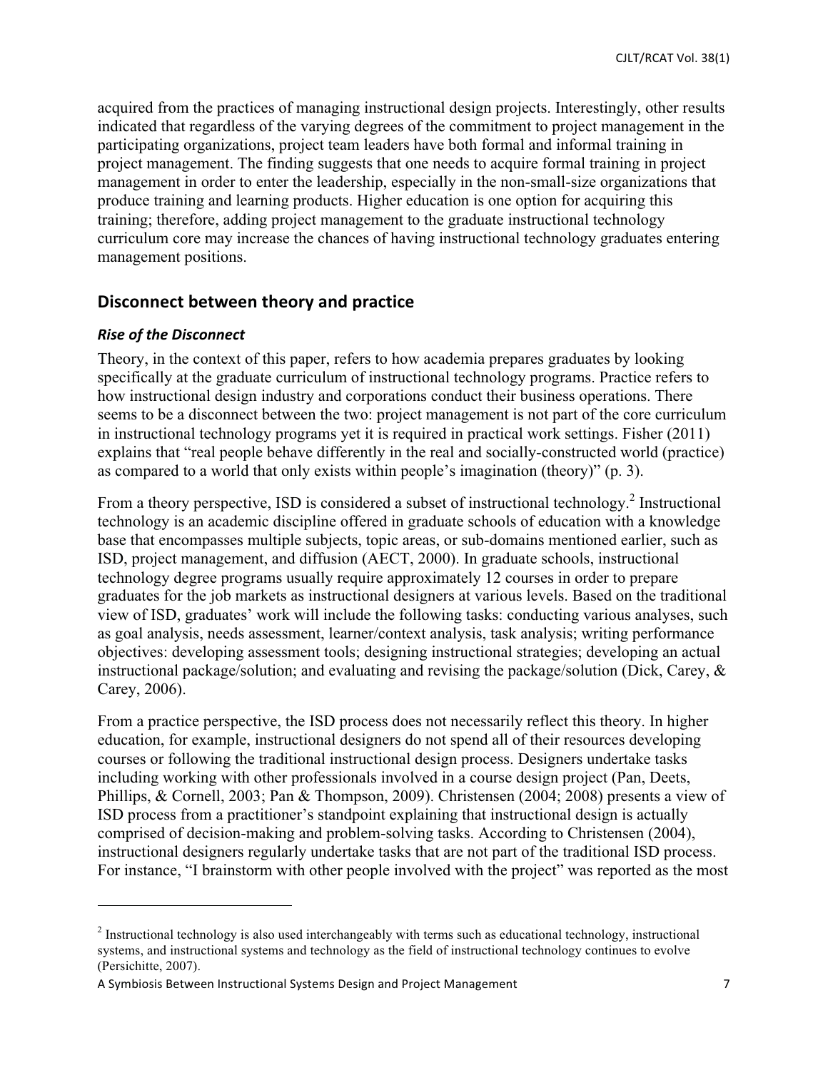acquired from the practices of managing instructional design projects. Interestingly, other results indicated that regardless of the varying degrees of the commitment to project management in the participating organizations, project team leaders have both formal and informal training in project management. The finding suggests that one needs to acquire formal training in project management in order to enter the leadership, especially in the non-small-size organizations that produce training and learning products. Higher education is one option for acquiring this training; therefore, adding project management to the graduate instructional technology curriculum core may increase the chances of having instructional technology graduates entering management positions.

## Disconnect between theory and practice

### *Rise of the Disconnect*

Theory, in the context of this paper, refers to how academia prepares graduates by looking specifically at the graduate curriculum of instructional technology programs. Practice refers to how instructional design industry and corporations conduct their business operations. There seems to be a disconnect between the two: project management is not part of the core curriculum in instructional technology programs yet it is required in practical work settings. Fisher (2011) explains that "real people behave differently in the real and socially-constructed world (practice) as compared to a world that only exists within people's imagination (theory)" (p. 3).

From a theory perspective, ISD is considered a subset of instructional technology.[2] Instructional technology is an academic discipline offered in graduate schools of education with a knowledge base that encompasses multiple subjects, topic areas, or sub-domains mentioned earlier, such as ISD, project management, and diffusion (AECT, 2000). In graduate schools, instructional technology degree programs usually require approximately 12 courses in order to prepare graduates for the job markets as instructional designers at various levels. Based on the traditional view of ISD, graduates' work will include the following tasks: conducting various analyses, such as goal analysis, needs assessment, learner/context analysis, task analysis; writing performance objectives: developing assessment tools; designing instructional strategies; developing an actual instructional package/solution; and evaluating and revising the package/solution (Dick, Carey, & Carey, 2006).

From a practice perspective, the ISD process does not necessarily reflect this theory. In higher education, for example, instructional designers do not spend all of their resources developing courses or following the traditional instructional design process. Designers undertake tasks including working with other professionals involved in a course design project (Pan, Deets, Phillips, & Cornell, 2003; Pan & Thompson, 2009). Christensen (2004; 2008) presents a view of ISD process from a practitioner's standpoint explaining that instructional design is actually comprised of decision-making and problem-solving tasks. According to Christensen (2004), instructional designers regularly undertake tasks that are not part of the traditional ISD process. For instance, "I brainstorm with other people involved with the project" was reported as the most

---

[2] Instructional technology is also used interchangeably with terms such as educational technology, instructional systems, and instructional systems and technology as the field of instructional technology continues to evolve (Persichitte, 2007).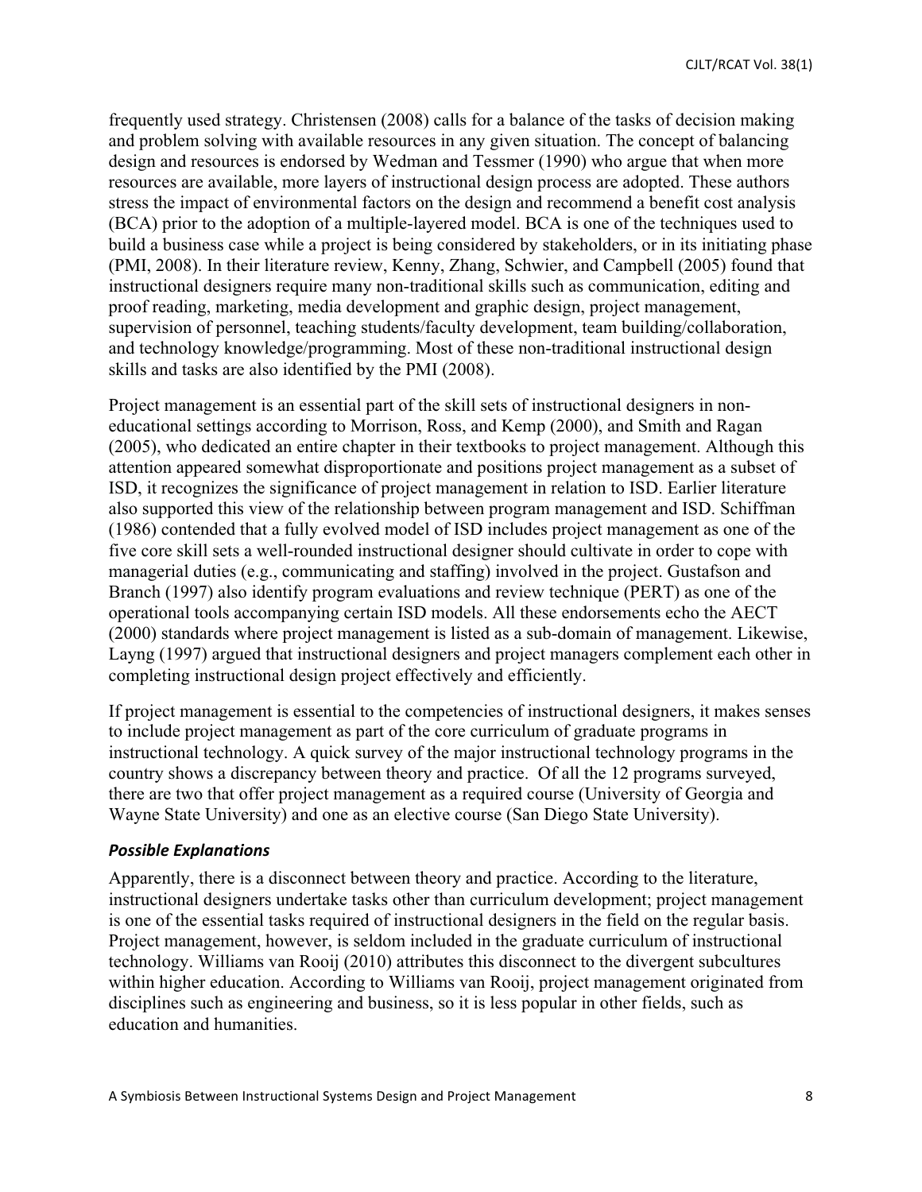frequently used strategy. Christensen (2008) calls for a balance of the tasks of decision making and problem solving with available resources in any given situation. The concept of balancing design and resources is endorsed by Wedman and Tessmer (1990) who argue that when more resources are available, more layers of instructional design process are adopted. These authors stress the impact of environmental factors on the design and recommend a benefit cost analysis (BCA) prior to the adoption of a multiple-layered model. BCA is one of the techniques used to build a business case while a project is being considered by stakeholders, or in its initiating phase (PMI, 2008). In their literature review, Kenny, Zhang, Schwier, and Campbell (2005) found that instructional designers require many non-traditional skills such as communication, editing and proof reading, marketing, media development and graphic design, project management, supervision of personnel, teaching students/faculty development, team building/collaboration, and technology knowledge/programming. Most of these non-traditional instructional design skills and tasks are also identified by the PMI (2008).

Project management is an essential part of the skill sets of instructional designers in non-educational settings according to Morrison, Ross, and Kemp (2000), and Smith and Ragan (2005), who dedicated an entire chapter in their textbooks to project management. Although this attention appeared somewhat disproportionate and positions project management as a subset of ISD, it recognizes the significance of project management in relation to ISD. Earlier literature also supported this view of the relationship between program management and ISD. Schiffman (1986) contended that a fully evolved model of ISD includes project management as one of the five core skill sets a well-rounded instructional designer should cultivate in order to cope with managerial duties (e.g., communicating and staffing) involved in the project. Gustafson and Branch (1997) also identify program evaluations and review technique (PERT) as one of the operational tools accompanying certain ISD models. All these endorsements echo the AECT (2000) standards where project management is listed as a sub-domain of management. Likewise, Layng (1997) argued that instructional designers and project managers complement each other in completing instructional design project effectively and efficiently.

If project management is essential to the competencies of instructional designers, it makes senses to include project management as part of the core curriculum of graduate programs in instructional technology. A quick survey of the major instructional technology programs in the country shows a discrepancy between theory and practice. Of all the 12 programs surveyed, there are two that offer project management as a required course (University of Georgia and Wayne State University) and one as an elective course (San Diego State University).

### *Possible Explanations*

Apparently, there is a disconnect between theory and practice. According to the literature, instructional designers undertake tasks other than curriculum development; project management is one of the essential tasks required of instructional designers in the field on the regular basis. Project management, however, is seldom included in the graduate curriculum of instructional technology. Williams van Rooij (2010) attributes this disconnect to the divergent subcultures within higher education. According to Williams van Rooij, project management originated from disciplines such as engineering and business, so it is less popular in other fields, such as education and humanities.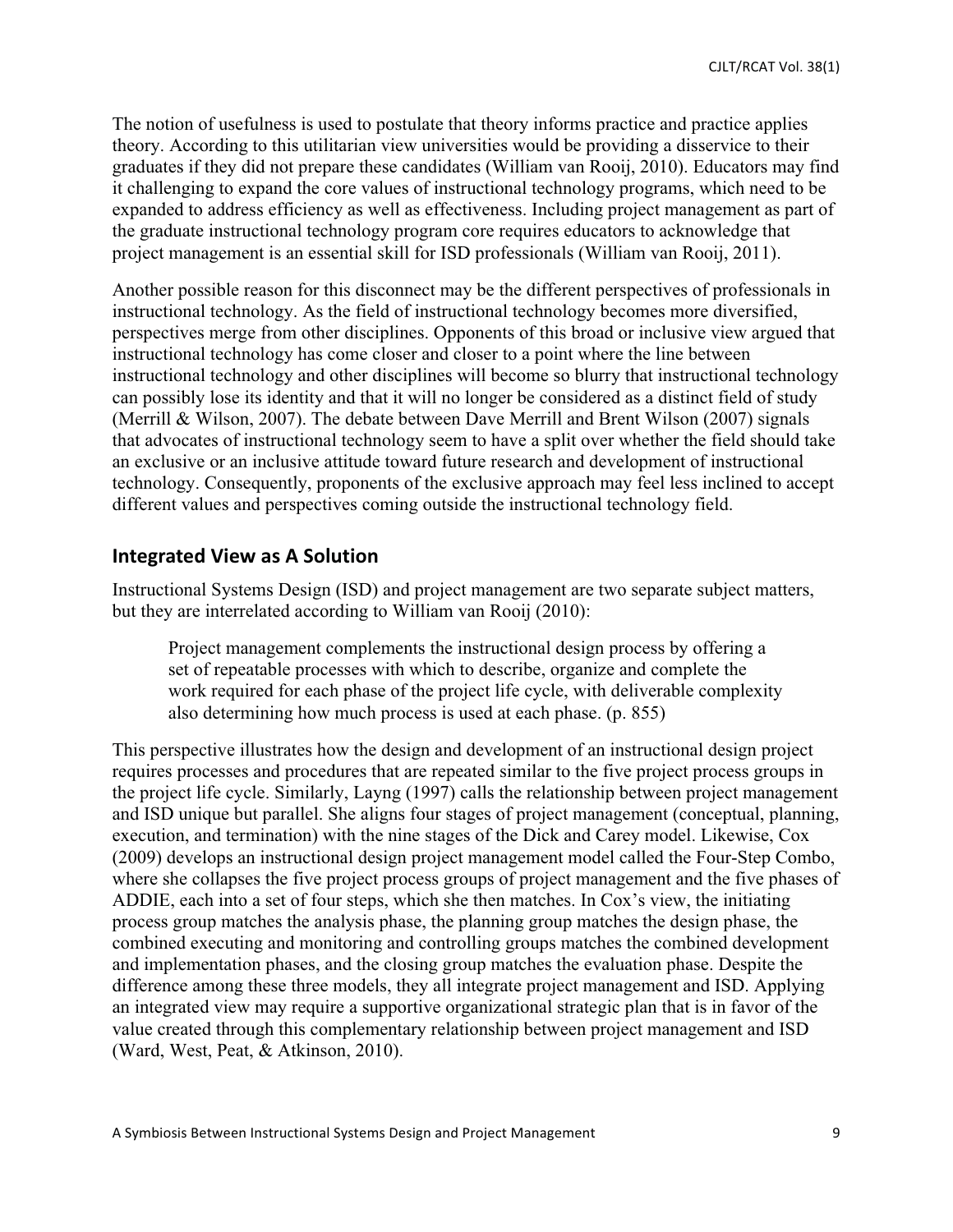The notion of usefulness is used to postulate that theory informs practice and practice applies theory. According to this utilitarian view universities would be providing a disservice to their graduates if they did not prepare these candidates (William van Rooij, 2010). Educators may find it challenging to expand the core values of instructional technology programs, which need to be expanded to address efficiency as well as effectiveness. Including project management as part of the graduate instructional technology program core requires educators to acknowledge that project management is an essential skill for ISD professionals (William van Rooij, 2011).

Another possible reason for this disconnect may be the different perspectives of professionals in instructional technology. As the field of instructional technology becomes more diversified, perspectives merge from other disciplines. Opponents of this broad or inclusive view argued that instructional technology has come closer and closer to a point where the line between instructional technology and other disciplines will become so blurry that instructional technology can possibly lose its identity and that it will no longer be considered as a distinct field of study (Merrill & Wilson, 2007). The debate between Dave Merrill and Brent Wilson (2007) signals that advocates of instructional technology seem to have a split over whether the field should take an exclusive or an inclusive attitude toward future research and development of instructional technology. Consequently, proponents of the exclusive approach may feel less inclined to accept different values and perspectives coming outside the instructional technology field.

## Integrated View as A Solution

Instructional Systems Design (ISD) and project management are two separate subject matters, but they are interrelated according to William van Rooij (2010):

> Project management complements the instructional design process by offering a set of repeatable processes with which to describe, organize and complete the work required for each phase of the project life cycle, with deliverable complexity also determining how much process is used at each phase. (p. 855)

This perspective illustrates how the design and development of an instructional design project requires processes and procedures that are repeated similar to the five project process groups in the project life cycle. Similarly, Layng (1997) calls the relationship between project management and ISD unique but parallel. She aligns four stages of project management (conceptual, planning, execution, and termination) with the nine stages of the Dick and Carey model. Likewise, Cox (2009) develops an instructional design project management model called the Four-Step Combo, where she collapses the five project process groups of project management and the five phases of ADDIE, each into a set of four steps, which she then matches. In Cox's view, the initiating process group matches the analysis phase, the planning group matches the design phase, the combined executing and monitoring and controlling groups matches the combined development and implementation phases, and the closing group matches the evaluation phase. Despite the difference among these three models, they all integrate project management and ISD. Applying an integrated view may require a supportive organizational strategic plan that is in favor of the value created through this complementary relationship between project management and ISD (Ward, West, Peat, & Atkinson, 2010).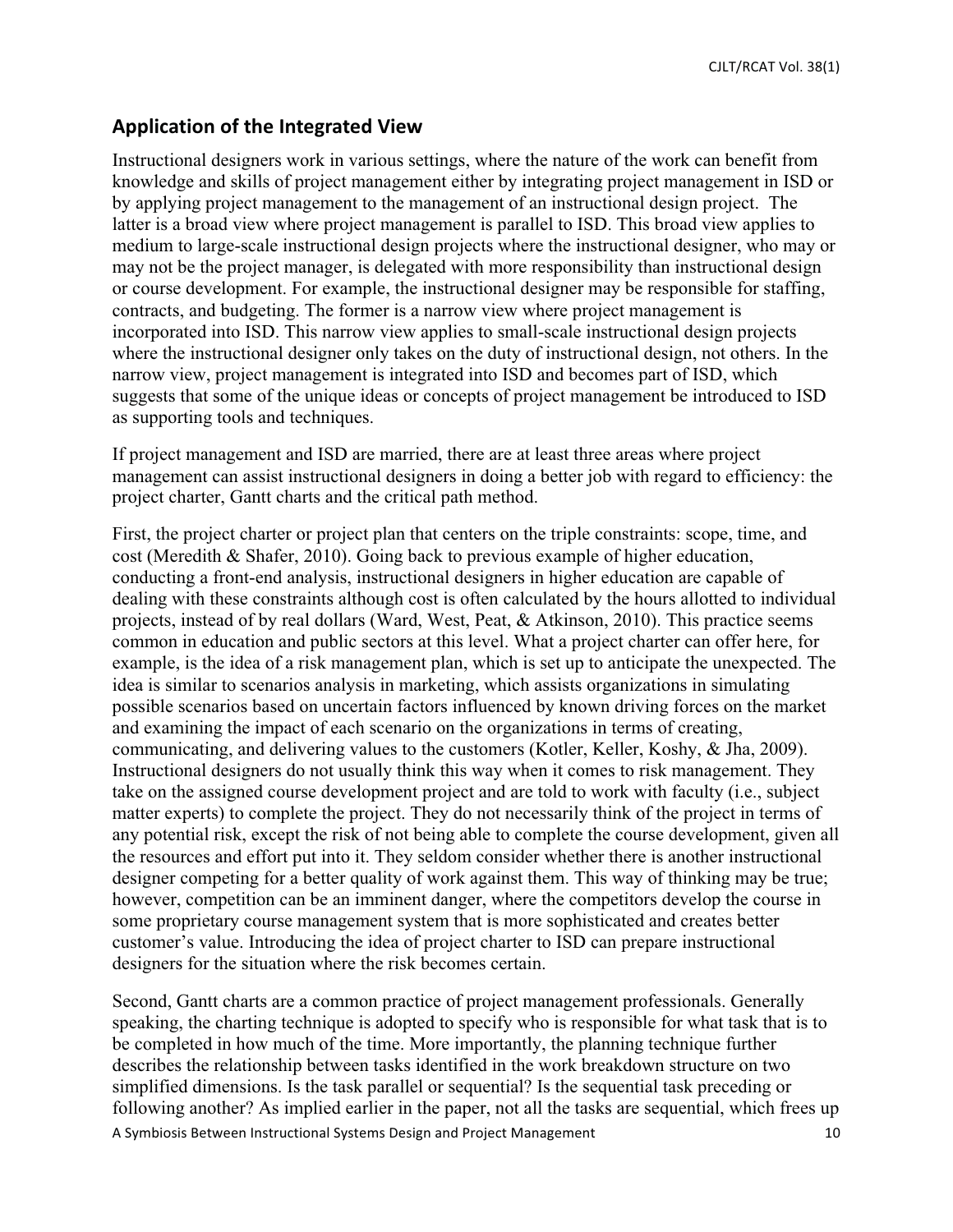## Application of the Integrated View

Instructional designers work in various settings, where the nature of the work can benefit from knowledge and skills of project management either by integrating project management in ISD or by applying project management to the management of an instructional design project. The latter is a broad view where project management is parallel to ISD. This broad view applies to medium to large-scale instructional design projects where the instructional designer, who may or may not be the project manager, is delegated with more responsibility than instructional design or course development. For example, the instructional designer may be responsible for staffing, contracts, and budgeting. The former is a narrow view where project management is incorporated into ISD. This narrow view applies to small-scale instructional design projects where the instructional designer only takes on the duty of instructional design, not others. In the narrow view, project management is integrated into ISD and becomes part of ISD, which suggests that some of the unique ideas or concepts of project management be introduced to ISD as supporting tools and techniques.

If project management and ISD are married, there are at least three areas where project management can assist instructional designers in doing a better job with regard to efficiency: the project charter, Gantt charts and the critical path method.

First, the project charter or project plan that centers on the triple constraints: scope, time, and cost (Meredith & Shafer, 2010). Going back to previous example of higher education, conducting a front-end analysis, instructional designers in higher education are capable of dealing with these constraints although cost is often calculated by the hours allotted to individual projects, instead of by real dollars (Ward, West, Peat, & Atkinson, 2010). This practice seems common in education and public sectors at this level. What a project charter can offer here, for example, is the idea of a risk management plan, which is set up to anticipate the unexpected. The idea is similar to scenarios analysis in marketing, which assists organizations in simulating possible scenarios based on uncertain factors influenced by known driving forces on the market and examining the impact of each scenario on the organizations in terms of creating, communicating, and delivering values to the customers (Kotler, Keller, Koshy, & Jha, 2009). Instructional designers do not usually think this way when it comes to risk management. They take on the assigned course development project and are told to work with faculty (i.e., subject matter experts) to complete the project. They do not necessarily think of the project in terms of any potential risk, except the risk of not being able to complete the course development, given all the resources and effort put into it. They seldom consider whether there is another instructional designer competing for a better quality of work against them. This way of thinking may be true; however, competition can be an imminent danger, where the competitors develop the course in some proprietary course management system that is more sophisticated and creates better customer's value. Introducing the idea of project charter to ISD can prepare instructional designers for the situation where the risk becomes certain.

Second, Gantt charts are a common practice of project management professionals. Generally speaking, the charting technique is adopted to specify who is responsible for what task that is to be completed in how much of the time. More importantly, the planning technique further describes the relationship between tasks identified in the work breakdown structure on two simplified dimensions. Is the task parallel or sequential? Is the sequential task preceding or following another? As implied earlier in the paper, not all the tasks are sequential, which frees up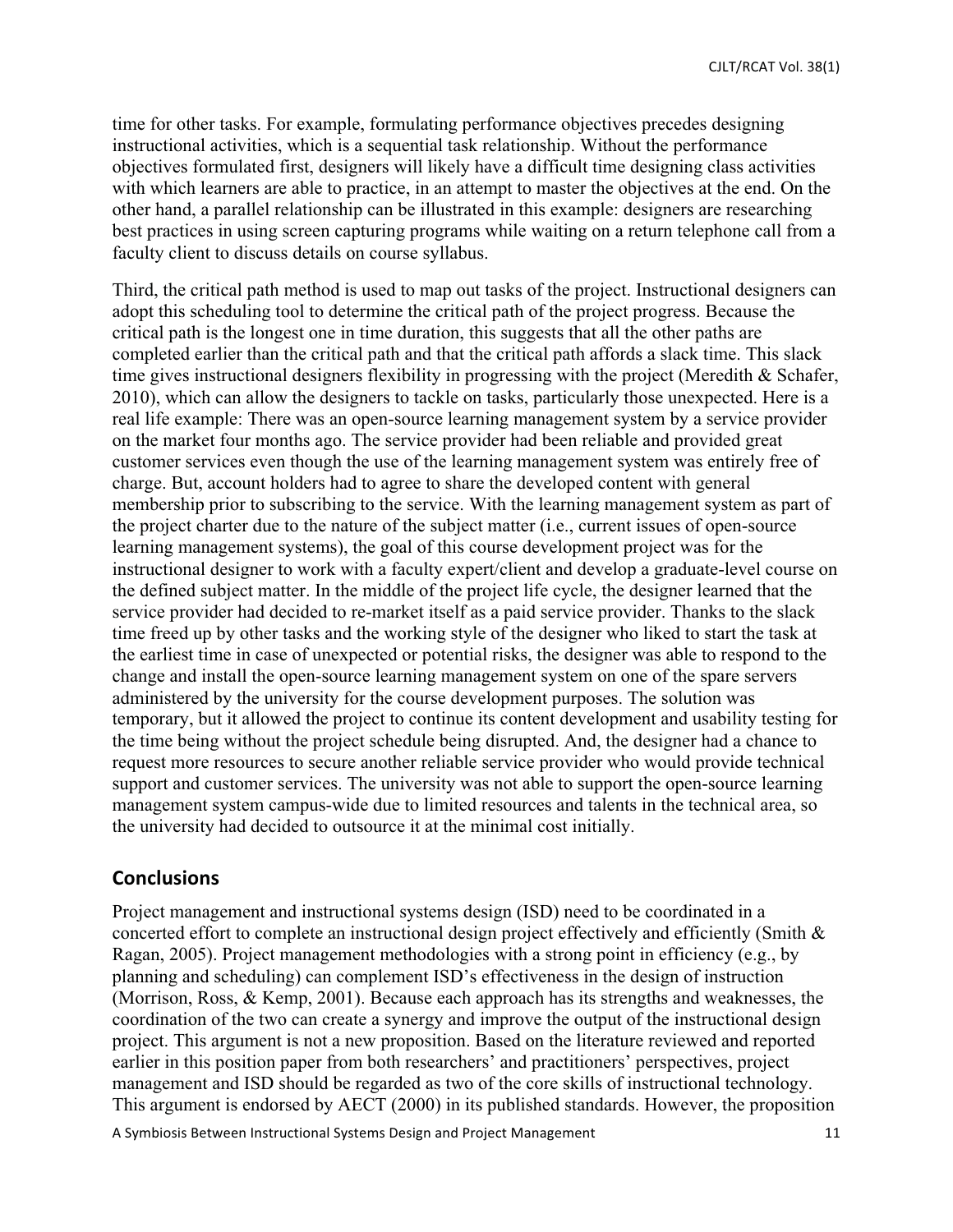time for other tasks. For example, formulating performance objectives precedes designing instructional activities, which is a sequential task relationship. Without the performance objectives formulated first, designers will likely have a difficult time designing class activities with which learners are able to practice, in an attempt to master the objectives at the end. On the other hand, a parallel relationship can be illustrated in this example: designers are researching best practices in using screen capturing programs while waiting on a return telephone call from a faculty client to discuss details on course syllabus.

Third, the critical path method is used to map out tasks of the project. Instructional designers can adopt this scheduling tool to determine the critical path of the project progress. Because the critical path is the longest one in time duration, this suggests that all the other paths are completed earlier than the critical path and that the critical path affords a slack time. This slack time gives instructional designers flexibility in progressing with the project (Meredith & Schafer, 2010), which can allow the designers to tackle on tasks, particularly those unexpected. Here is a real life example: There was an open-source learning management system by a service provider on the market four months ago. The service provider had been reliable and provided great customer services even though the use of the learning management system was entirely free of charge. But, account holders had to agree to share the developed content with general membership prior to subscribing to the service. With the learning management system as part of the project charter due to the nature of the subject matter (i.e., current issues of open-source learning management systems), the goal of this course development project was for the instructional designer to work with a faculty expert/client and develop a graduate-level course on the defined subject matter. In the middle of the project life cycle, the designer learned that the service provider had decided to re-market itself as a paid service provider. Thanks to the slack time freed up by other tasks and the working style of the designer who liked to start the task at the earliest time in case of unexpected or potential risks, the designer was able to respond to the change and install the open-source learning management system on one of the spare servers administered by the university for the course development purposes. The solution was temporary, but it allowed the project to continue its content development and usability testing for the time being without the project schedule being disrupted. And, the designer had a chance to request more resources to secure another reliable service provider who would provide technical support and customer services. The university was not able to support the open-source learning management system campus-wide due to limited resources and talents in the technical area, so the university had decided to outsource it at the minimal cost initially.

## Conclusions

Project management and instructional systems design (ISD) need to be coordinated in a concerted effort to complete an instructional design project effectively and efficiently (Smith & Ragan, 2005). Project management methodologies with a strong point in efficiency (e.g., by planning and scheduling) can complement ISD's effectiveness in the design of instruction (Morrison, Ross, & Kemp, 2001). Because each approach has its strengths and weaknesses, the coordination of the two can create a synergy and improve the output of the instructional design project. This argument is not a new proposition. Based on the literature reviewed and reported earlier in this position paper from both researchers' and practitioners' perspectives, project management and ISD should be regarded as two of the core skills of instructional technology. This argument is endorsed by AECT (2000) in its published standards. However, the proposition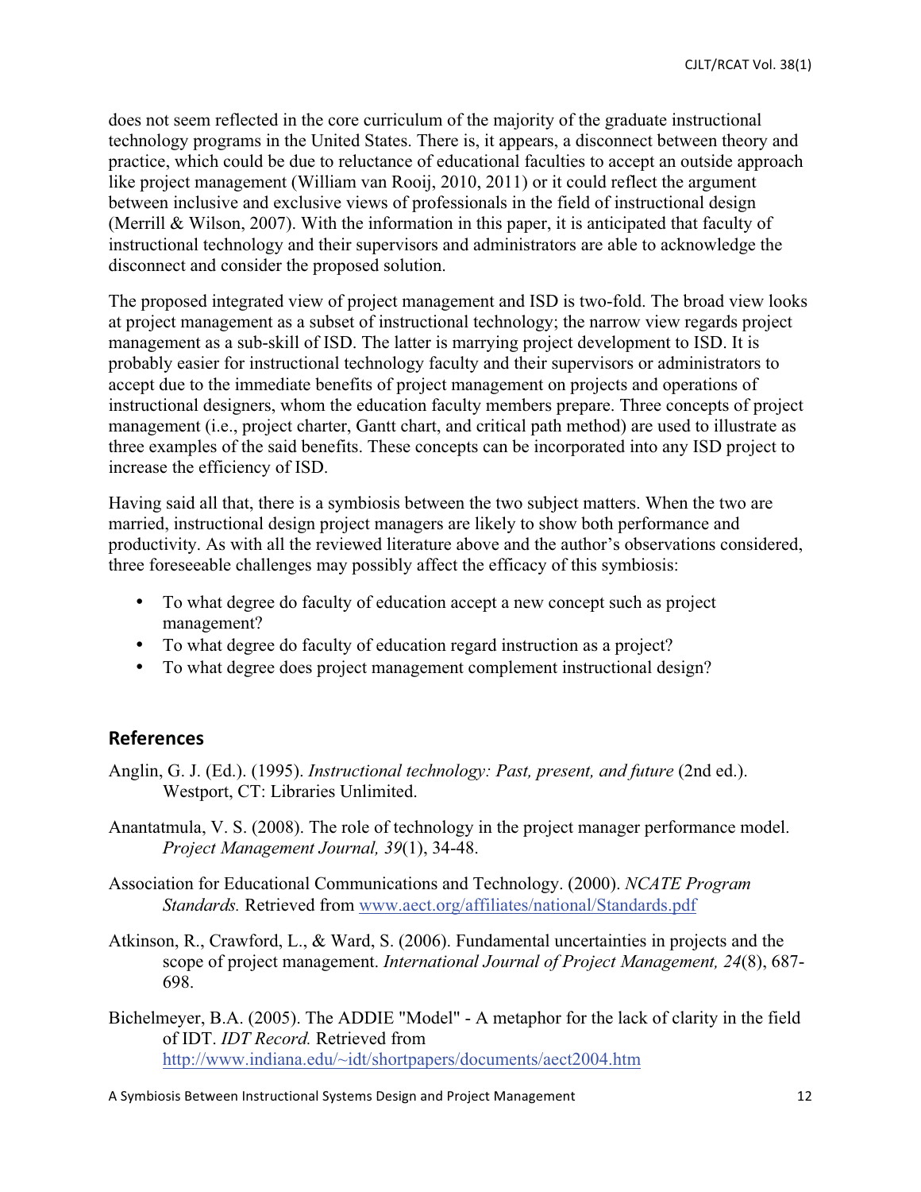does not seem reflected in the core curriculum of the majority of the graduate instructional technology programs in the United States. There is, it appears, a disconnect between theory and practice, which could be due to reluctance of educational faculties to accept an outside approach like project management (William van Rooij, 2010, 2011) or it could reflect the argument between inclusive and exclusive views of professionals in the field of instructional design (Merrill & Wilson, 2007). With the information in this paper, it is anticipated that faculty of instructional technology and their supervisors and administrators are able to acknowledge the disconnect and consider the proposed solution.

The proposed integrated view of project management and ISD is two-fold. The broad view looks at project management as a subset of instructional technology; the narrow view regards project management as a sub-skill of ISD. The latter is marrying project development to ISD. It is probably easier for instructional technology faculty and their supervisors or administrators to accept due to the immediate benefits of project management on projects and operations of instructional designers, whom the education faculty members prepare. Three concepts of project management (i.e., project charter, Gantt chart, and critical path method) are used to illustrate as three examples of the said benefits. These concepts can be incorporated into any ISD project to increase the efficiency of ISD.

Having said all that, there is a symbiosis between the two subject matters. When the two are married, instructional design project managers are likely to show both performance and productivity. As with all the reviewed literature above and the author's observations considered, three foreseeable challenges may possibly affect the efficacy of this symbiosis:

- To what degree do faculty of education accept a new concept such as project management?
- To what degree do faculty of education regard instruction as a project?
- To what degree does project management complement instructional design?

## References

Anglin, G. J. (Ed.). (1995). *Instructional technology: Past, present, and future* (2nd ed.). Westport, CT: Libraries Unlimited.

Anantatmula, V. S. (2008). The role of technology in the project manager performance model. *Project Management Journal, 39*(1), 34-48.

Association for Educational Communications and Technology. (2000). *NCATE Program Standards.* Retrieved from www.aect.org/affiliates/national/Standards.pdf

Atkinson, R., Crawford, L., & Ward, S. (2006). Fundamental uncertainties in projects and the scope of project management. *International Journal of Project Management, 24*(8), 687-698.

Bichelmeyer, B.A. (2005). The ADDIE "Model" - A metaphor for the lack of clarity in the field of IDT. *IDT Record.* Retrieved from http://www.indiana.edu/~idt/shortpapers/documents/aect2004.htm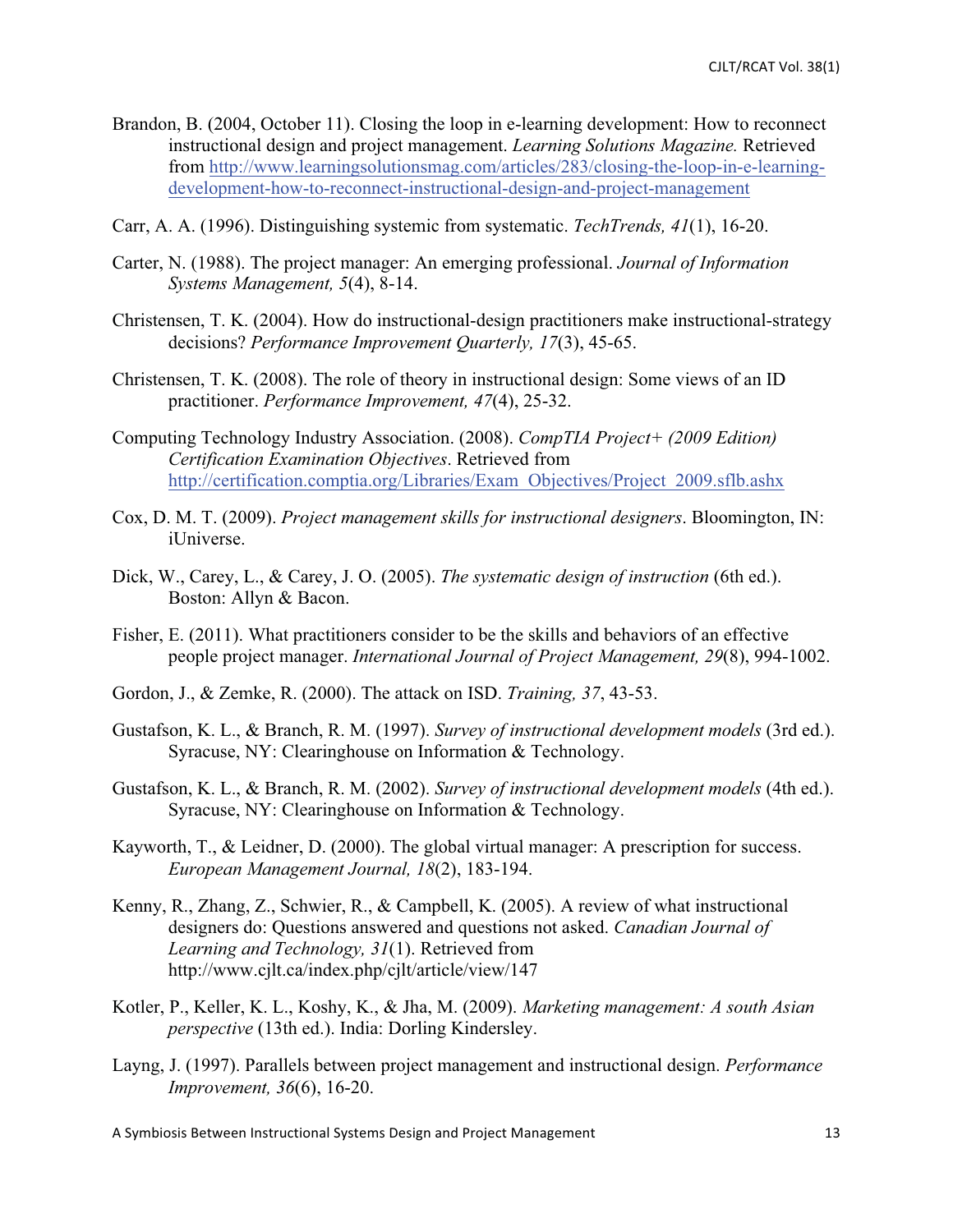Brandon, B. (2004, October 11). Closing the loop in e-learning development: How to reconnect instructional design and project management. *Learning Solutions Magazine.* Retrieved from http://www.learningsolutionsmag.com/articles/283/closing-the-loop-in-e-learning-development-how-to-reconnect-instructional-design-and-project-management

Carr, A. A. (1996). Distinguishing systemic from systematic. *TechTrends, 41*(1), 16-20.

Carter, N. (1988). The project manager: An emerging professional. *Journal of Information Systems Management, 5*(4), 8-14.

Christensen, T. K. (2004). How do instructional-design practitioners make instructional-strategy decisions? *Performance Improvement Quarterly, 17*(3), 45-65.

Christensen, T. K. (2008). The role of theory in instructional design: Some views of an ID practitioner. *Performance Improvement, 47*(4), 25-32.

Computing Technology Industry Association. (2008). *CompTIA Project+ (2009 Edition) Certification Examination Objectives*. Retrieved from http://certification.comptia.org/Libraries/Exam_Objectives/Project_2009.sflb.ashx

Cox, D. M. T. (2009). *Project management skills for instructional designers*. Bloomington, IN: iUniverse.

Dick, W., Carey, L., & Carey, J. O. (2005). *The systematic design of instruction* (6th ed.). Boston: Allyn & Bacon.

Fisher, E. (2011). What practitioners consider to be the skills and behaviors of an effective people project manager. *International Journal of Project Management, 29*(8), 994-1002.

Gordon, J., & Zemke, R. (2000). The attack on ISD. *Training, 37*, 43-53.

Gustafson, K. L., & Branch, R. M. (1997). *Survey of instructional development models* (3rd ed.). Syracuse, NY: Clearinghouse on Information & Technology.

Gustafson, K. L., & Branch, R. M. (2002). *Survey of instructional development models* (4th ed.). Syracuse, NY: Clearinghouse on Information & Technology.

Kayworth, T., & Leidner, D. (2000). The global virtual manager: A prescription for success. *European Management Journal, 18*(2), 183-194.

Kenny, R., Zhang, Z., Schwier, R., & Campbell, K. (2005). A review of what instructional designers do: Questions answered and questions not asked. *Canadian Journal of Learning and Technology, 31*(1). Retrieved from http://www.cjlt.ca/index.php/cjlt/article/view/147

Kotler, P., Keller, K. L., Koshy, K., & Jha, M. (2009). *Marketing management: A south Asian perspective* (13th ed.). India: Dorling Kindersley.

Layng, J. (1997). Parallels between project management and instructional design. *Performance Improvement, 36*(6), 16-20.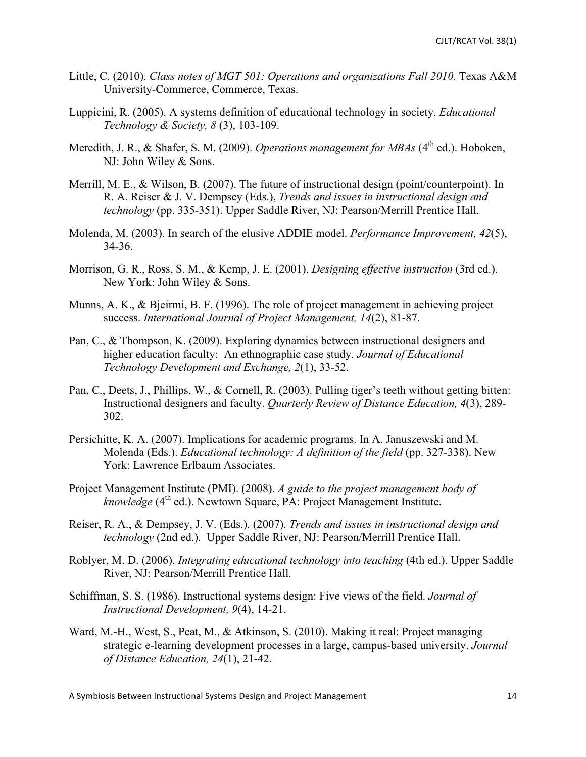Little, C. (2010). *Class notes of MGT 501: Operations and organizations Fall 2010.* Texas A&M University-Commerce, Commerce, Texas.

Luppicini, R. (2005). A systems definition of educational technology in society. *Educational Technology & Society, 8* (3), 103-109.

Meredith, J. R., & Shafer, S. M. (2009). *Operations management for MBAs* (4th ed.). Hoboken, NJ: John Wiley & Sons.

Merrill, M. E., & Wilson, B. (2007). The future of instructional design (point/counterpoint). In R. A. Reiser & J. V. Dempsey (Eds.), *Trends and issues in instructional design and technology* (pp. 335-351). Upper Saddle River, NJ: Pearson/Merrill Prentice Hall.

Molenda, M. (2003). In search of the elusive ADDIE model. *Performance Improvement, 42*(5), 34-36.

Morrison, G. R., Ross, S. M., & Kemp, J. E. (2001). *Designing effective instruction* (3rd ed.). New York: John Wiley & Sons.

Munns, A. K., & Bjeirmi, B. F. (1996). The role of project management in achieving project success. *International Journal of Project Management, 14*(2), 81-87.

Pan, C., & Thompson, K. (2009). Exploring dynamics between instructional designers and higher education faculty: An ethnographic case study. *Journal of Educational Technology Development and Exchange, 2*(1), 33-52.

Pan, C., Deets, J., Phillips, W., & Cornell, R. (2003). Pulling tiger's teeth without getting bitten: Instructional designers and faculty. *Quarterly Review of Distance Education, 4*(3), 289-302.

Persichitte, K. A. (2007). Implications for academic programs. In A. Januszewski and M. Molenda (Eds.). *Educational technology: A definition of the field* (pp. 327-338). New York: Lawrence Erlbaum Associates.

Project Management Institute (PMI). (2008). *A guide to the project management body of knowledge* (4th ed.). Newtown Square, PA: Project Management Institute.

Reiser, R. A., & Dempsey, J. V. (Eds.). (2007). *Trends and issues in instructional design and technology* (2nd ed.). Upper Saddle River, NJ: Pearson/Merrill Prentice Hall.

Roblyer, M. D. (2006). *Integrating educational technology into teaching* (4th ed.). Upper Saddle River, NJ: Pearson/Merrill Prentice Hall.

Schiffman, S. S. (1986). Instructional systems design: Five views of the field. *Journal of Instructional Development, 9*(4), 14-21.

Ward, M.-H., West, S., Peat, M., & Atkinson, S. (2010). Making it real: Project managing strategic e-learning development processes in a large, campus-based university. *Journal of Distance Education, 24*(1), 21-42.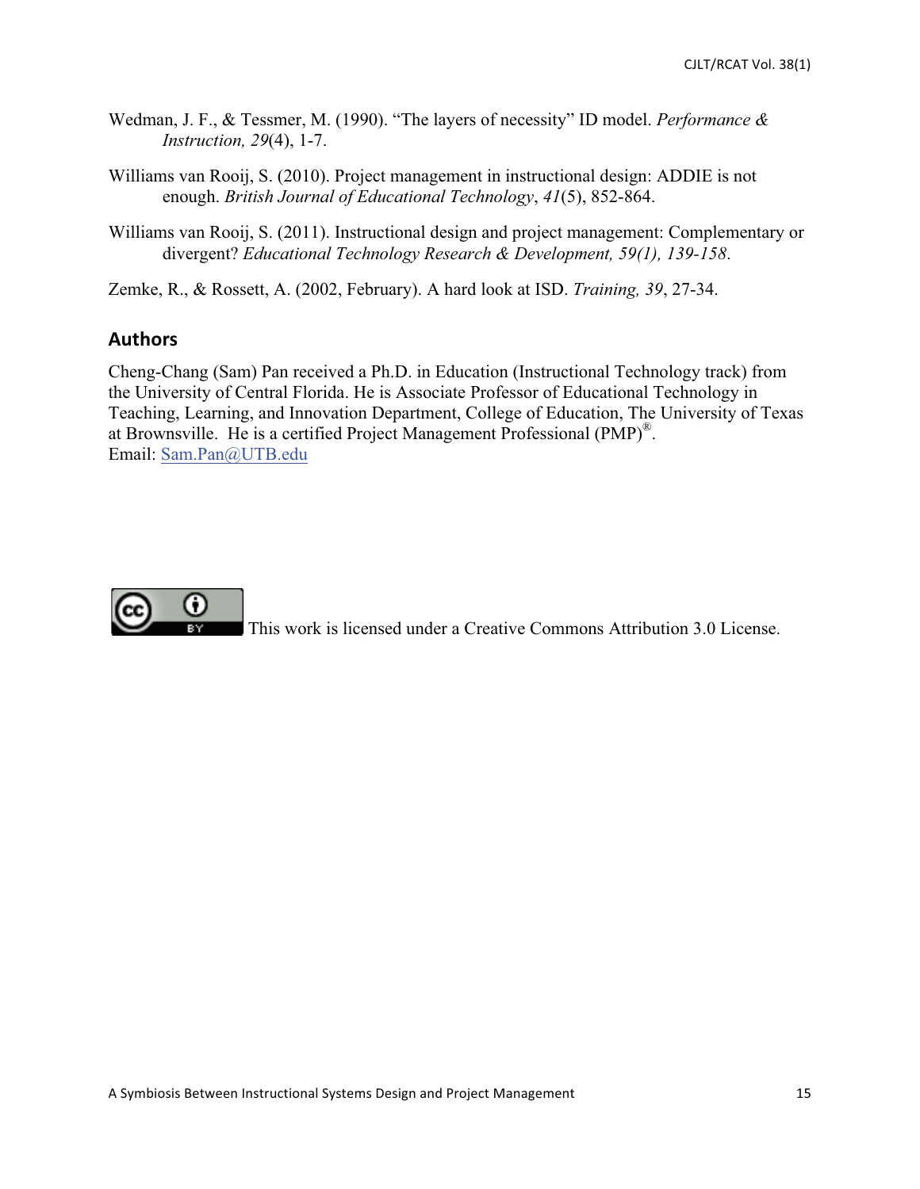Wedman, J. F., & Tessmer, M. (1990). "The layers of necessity" ID model. *Performance & Instruction, 29*(4), 1-7.

Williams van Rooij, S. (2010). Project management in instructional design: ADDIE is not enough. *British Journal of Educational Technology*, *41*(5), 852-864.

Williams van Rooij, S. (2011). Instructional design and project management: Complementary or divergent? *Educational Technology Research & Development, 59(1), 139-158.*

Zemke, R., & Rossett, A. (2002, February). A hard look at ISD. *Training, 39*, 27-34.

## Authors

Cheng-Chang (Sam) Pan received a Ph.D. in Education (Instructional Technology track) from the University of Central Florida. He is Associate Professor of Educational Technology in Teaching, Learning, and Innovation Department, College of Education, The University of Texas at Brownsville. He is a certified Project Management Professional (PMP)®.
Email: Sam.Pan@UTB.edu

This work is licensed under a Creative Commons Attribution 3.0 License.